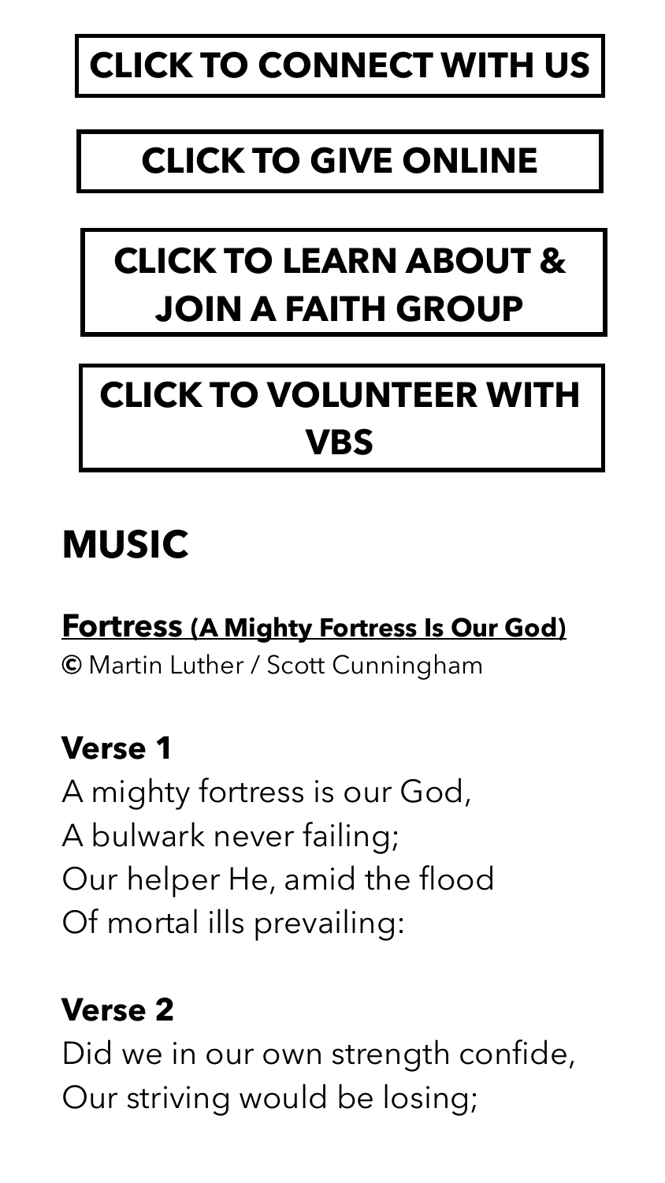**CLICK TO CONNECT WITH US**

**CLICK TO GIVE ONLINE**

**CLICK TO LEARN ABOUT & JOIN A FAITH GROUP**

**CLICK TO VOLUNTEER WITH VBS**

# MUSIC

**Fortress (A Mighty Fortress Is Our God)**
© Martin Luther / Scott Cunningham

**Verse 1**
A mighty fortress is our God,
A bulwark never failing;
Our helper He, amid the flood
Of mortal ills prevailing:

**Verse 2**
Did we in our own strength confide,
Our striving would be losing;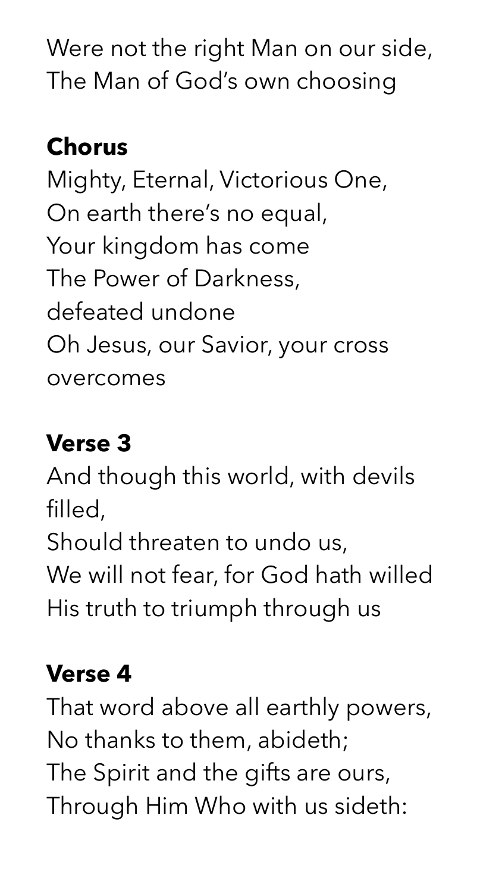Were not the right Man on our side,
The Man of God's own choosing

**Chorus**

Mighty, Eternal, Victorious One,
On earth there's no equal,
Your kingdom has come
The Power of Darkness,
defeated undone
Oh Jesus, our Savior, your cross overcomes

**Verse 3**

And though this world, with devils filled,
Should threaten to undo us,
We will not fear, for God hath willed
His truth to triumph through us

**Verse 4**

That word above all earthly powers,
No thanks to them, abideth;
The Spirit and the gifts are ours,
Through Him Who with us sideth: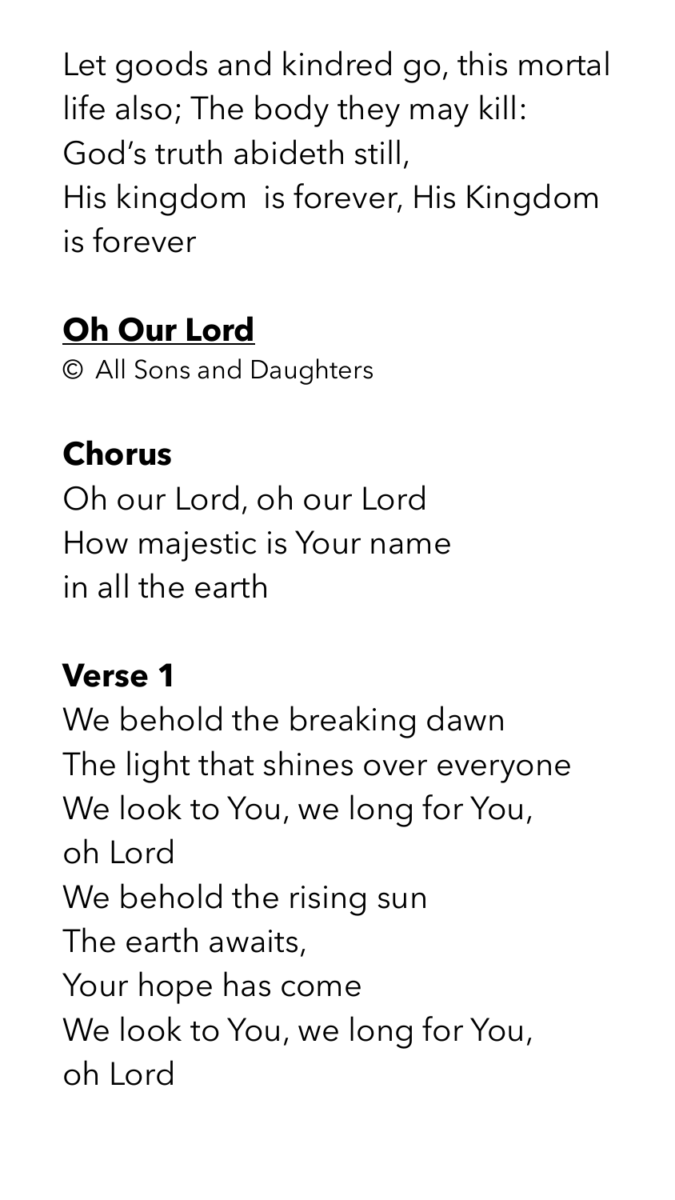Let goods and kindred go, this mortal life also; The body they may kill:
God's truth abideth still,
His kingdom  is forever, His Kingdom is forever

**Oh Our Lord**

© All Sons and Daughters

**Chorus**

Oh our Lord, oh our Lord
How majestic is Your name
in all the earth

**Verse 1**

We behold the breaking dawn
The light that shines over everyone
We look to You, we long for You,
oh Lord
We behold the rising sun
The earth awaits,
Your hope has come
We look to You, we long for You,
oh Lord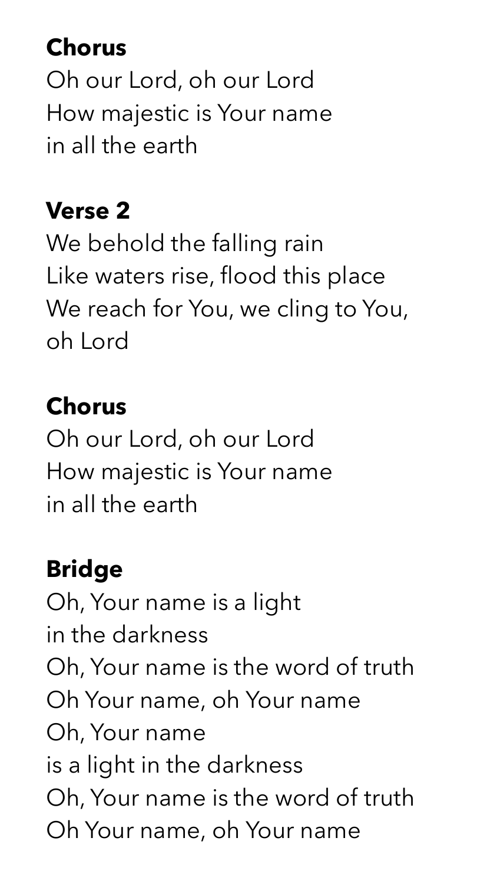**Chorus**
Oh our Lord, oh our Lord
How majestic is Your name
in all the earth

**Verse 2**
We behold the falling rain
Like waters rise, flood this place
We reach for You, we cling to You,
oh Lord

**Chorus**
Oh our Lord, oh our Lord
How majestic is Your name
in all the earth

**Bridge**
Oh, Your name is a light
in the darkness
Oh, Your name is the word of truth
Oh Your name, oh Your name
Oh, Your name
is a light in the darkness
Oh, Your name is the word of truth
Oh Your name, oh Your name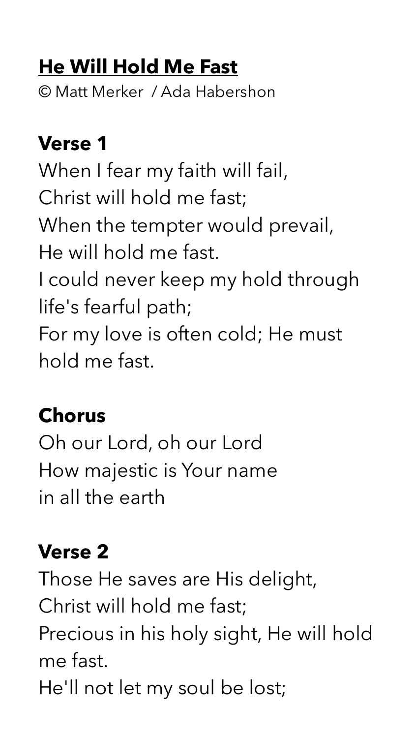**He Will Hold Me Fast**

© Matt Merker / Ada Habershon

**Verse 1**

When I fear my faith will fail,
Christ will hold me fast;
When the tempter would prevail,
He will hold me fast.
I could never keep my hold through life's fearful path;
For my love is often cold; He must hold me fast.

**Chorus**

Oh our Lord, oh our Lord
How majestic is Your name
in all the earth

**Verse 2**

Those He saves are His delight,
Christ will hold me fast;
Precious in his holy sight, He will hold me fast.
He'll not let my soul be lost;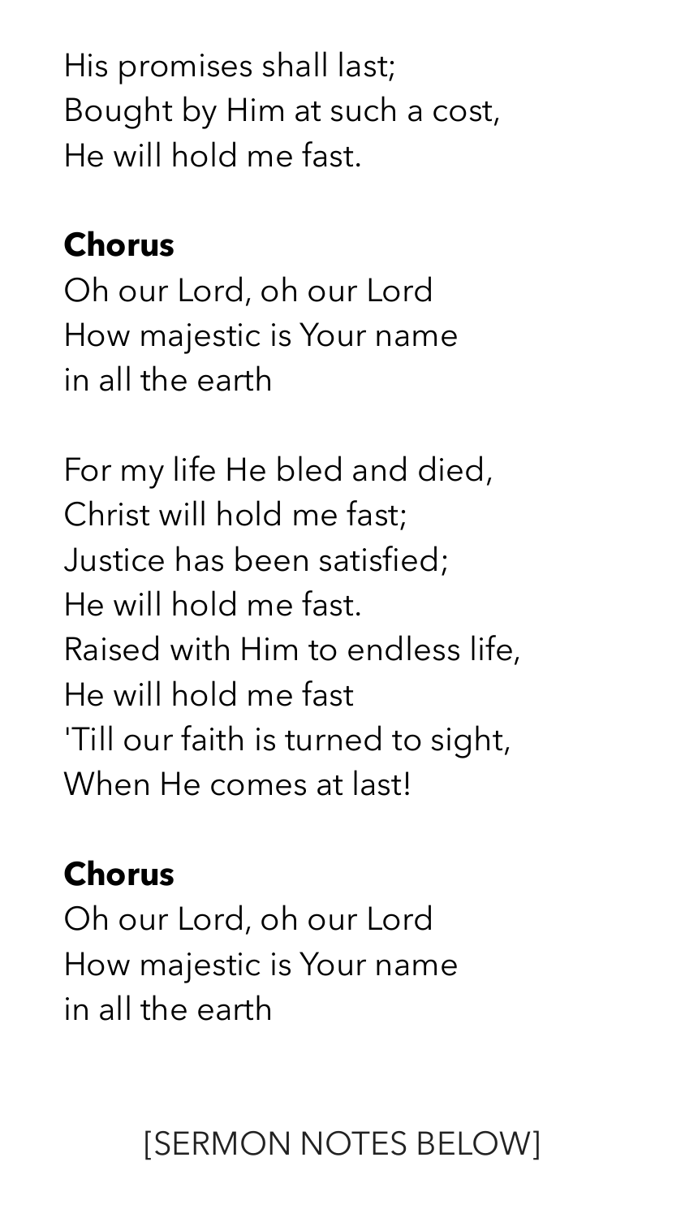His promises shall last;  
Bought by Him at such a cost,  
He will hold me fast.

**Chorus**  
Oh our Lord, oh our Lord  
How majestic is Your name  
in all the earth

For my life He bled and died,  
Christ will hold me fast;  
Justice has been satisfied;  
He will hold me fast.  
Raised with Him to endless life,  
He will hold me fast  
'Till our faith is turned to sight,  
When He comes at last!

**Chorus**  
Oh our Lord, oh our Lord  
How majestic is Your name  
in all the earth

[SERMON NOTES BELOW]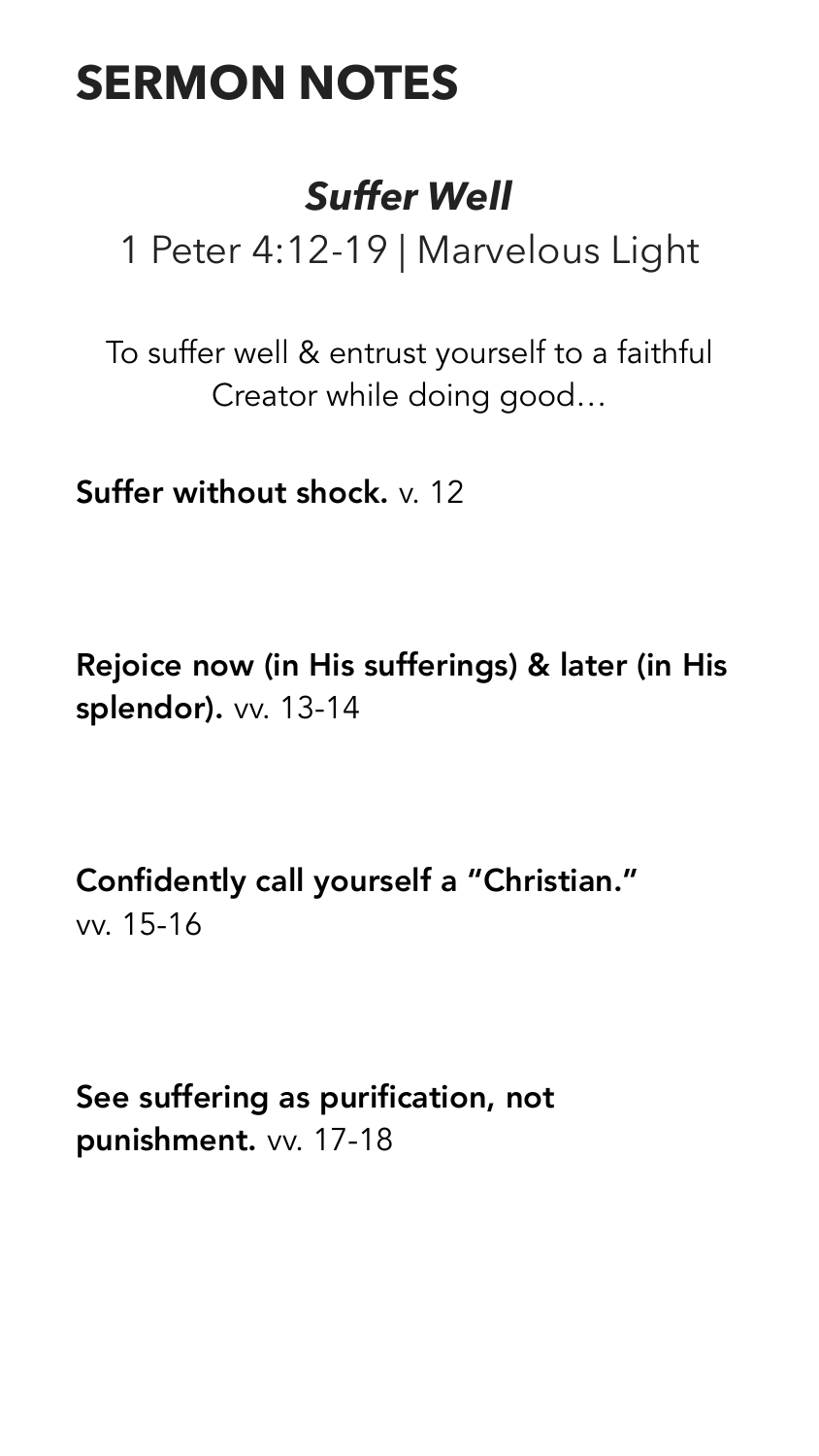# SERMON NOTES

## *Suffer Well*

1 Peter 4:12-19 | Marvelous Light

To suffer well & entrust yourself to a faithful Creator while doing good…

**Suffer without shock.** v. 12

**Rejoice now (in His sufferings) & later (in His splendor).** vv. 13-14

**Confidently call yourself a "Christian."** vv. 15-16

**See suffering as purification, not punishment.** vv. 17-18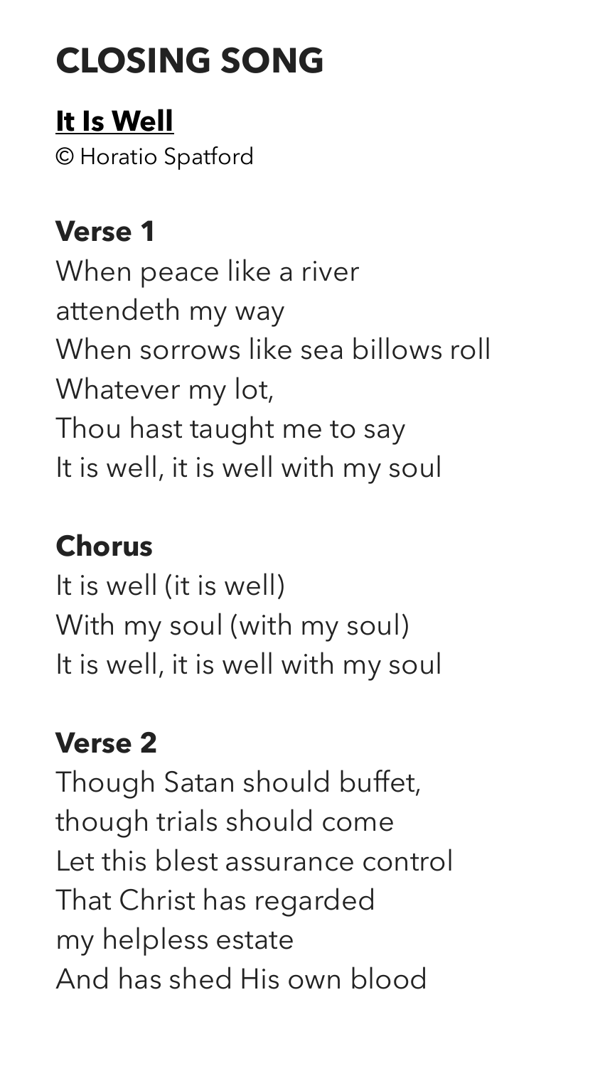# CLOSING SONG

**It Is Well**

© Horatio Spatford

### Verse 1

When peace like a river
attendeth my way
When sorrows like sea billows roll
Whatever my lot,
Thou hast taught me to say
It is well, it is well with my soul

### Chorus

It is well (it is well)
With my soul (with my soul)
It is well, it is well with my soul

### Verse 2

Though Satan should buffet,
though trials should come
Let this blest assurance control
That Christ has regarded
my helpless estate
And has shed His own blood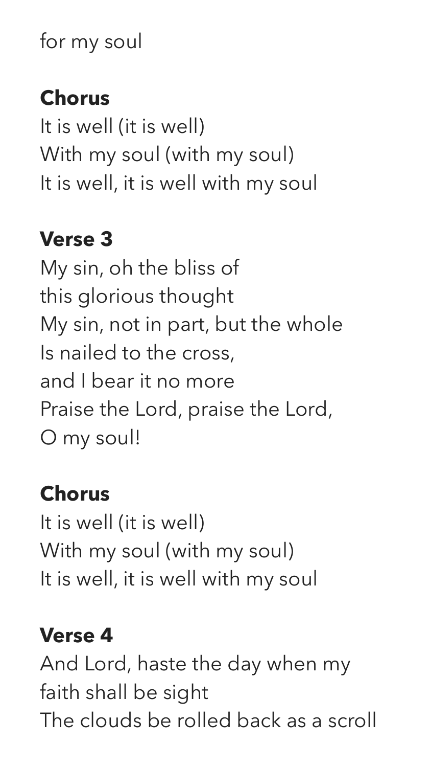for my soul

**Chorus**
It is well (it is well)
With my soul (with my soul)
It is well, it is well with my soul

**Verse 3**
My sin, oh the bliss of
this glorious thought
My sin, not in part, but the whole
Is nailed to the cross,
and I bear it no more
Praise the Lord, praise the Lord,
O my soul!

**Chorus**
It is well (it is well)
With my soul (with my soul)
It is well, it is well with my soul

**Verse 4**
And Lord, haste the day when my
faith shall be sight
The clouds be rolled back as a scroll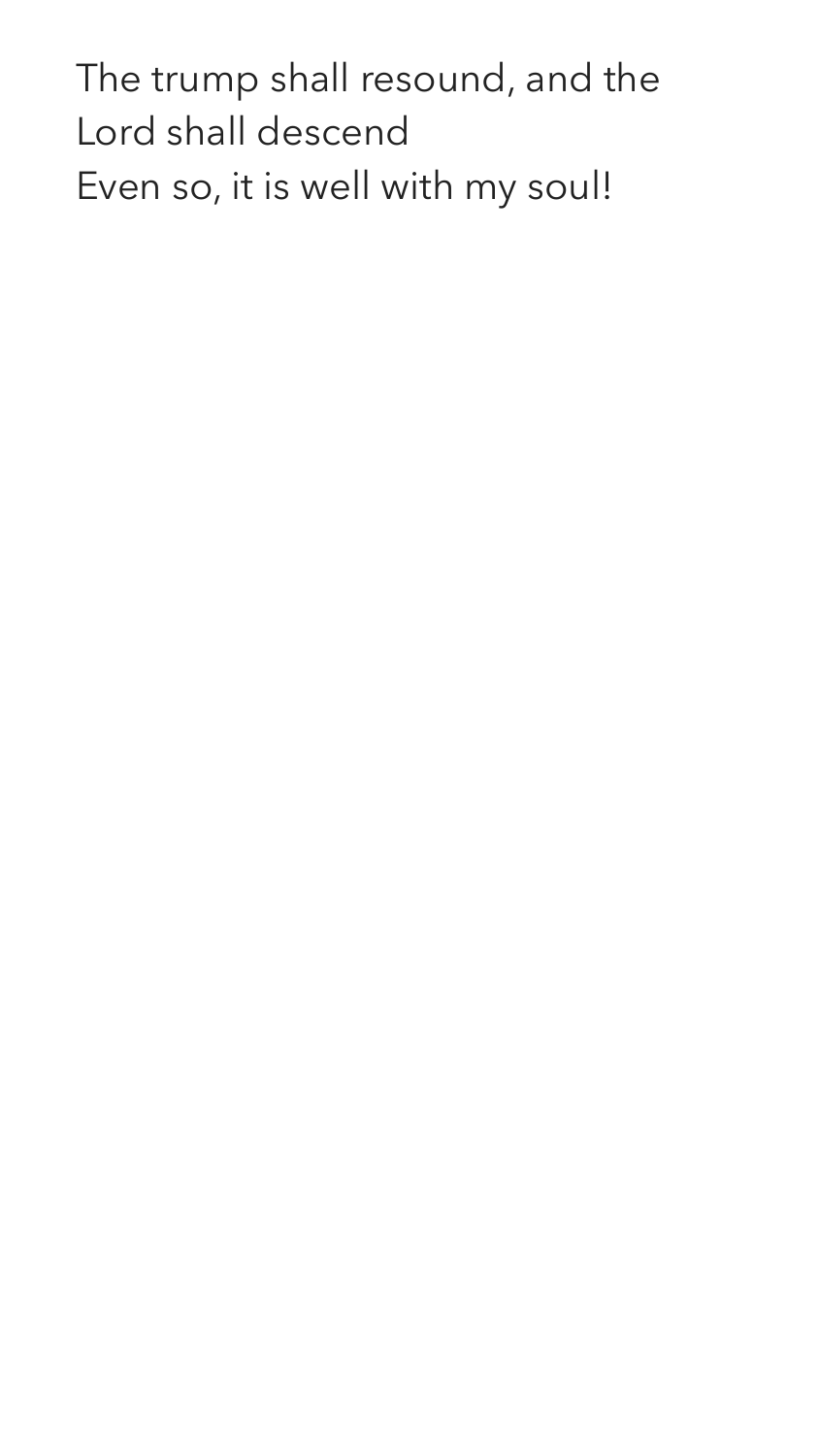The trump shall resound, and the Lord shall descend
Even so, it is well with my soul!